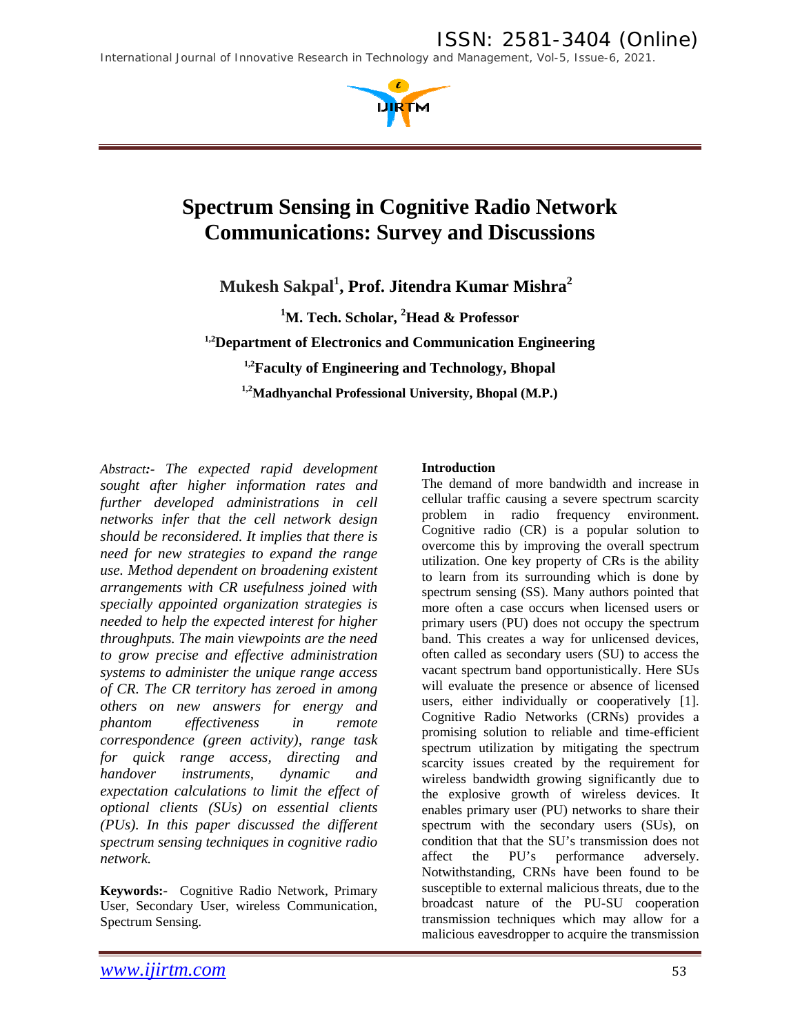# Spectrum Sensing in Cognitive Radio Network Communications: Survey and Discussions

**Mukesh Sakpal[1], Prof. Jitendra Kumar Mishra[2]**

**[1]M. Tech. Scholar, [2]Head & Professor**

**[1,2]Department of Electronics and Communication Engineering**

**[1,2]Faculty of Engineering and Technology, Bhopal**

**[1,2]Madhyanchal Professional University, Bhopal (M.P.)**

*Abstract:- The expected rapid development sought after higher information rates and further developed administrations in cell networks infer that the cell network design should be reconsidered. It implies that there is need for new strategies to expand the range use. Method dependent on broadening existent arrangements with CR usefulness joined with specially appointed organization strategies is needed to help the expected interest for higher throughputs. The main viewpoints are the need to grow precise and effective administration systems to administer the unique range access of CR. The CR territory has zeroed in among others on new answers for energy and phantom effectiveness in remote correspondence (green activity), range task for quick range access, directing and handover instruments, dynamic and expectation calculations to limit the effect of optional clients (SUs) on essential clients (PUs). In this paper discussed the different spectrum sensing techniques in cognitive radio network.*

**Keywords:-** Cognitive Radio Network, Primary User, Secondary User, wireless Communication, Spectrum Sensing.

## Introduction

The demand of more bandwidth and increase in cellular traffic causing a severe spectrum scarcity problem in radio frequency environment. Cognitive radio (CR) is a popular solution to overcome this by improving the overall spectrum utilization. One key property of CRs is the ability to learn from its surrounding which is done by spectrum sensing (SS). Many authors pointed that more often a case occurs when licensed users or primary users (PU) does not occupy the spectrum band. This creates a way for unlicensed devices, often called as secondary users (SU) to access the vacant spectrum band opportunistically. Here SUs will evaluate the presence or absence of licensed users, either individually or cooperatively [1]. Cognitive Radio Networks (CRNs) provides a promising solution to reliable and time-efficient spectrum utilization by mitigating the spectrum scarcity issues created by the requirement for wireless bandwidth growing significantly due to the explosive growth of wireless devices. It enables primary user (PU) networks to share their spectrum with the secondary users (SUs), on condition that that the SU's transmission does not affect the PU's performance adversely. Notwithstanding, CRNs have been found to be susceptible to external malicious threats, due to the broadcast nature of the PU-SU cooperation transmission techniques which may allow for a malicious eavesdropper to acquire the transmission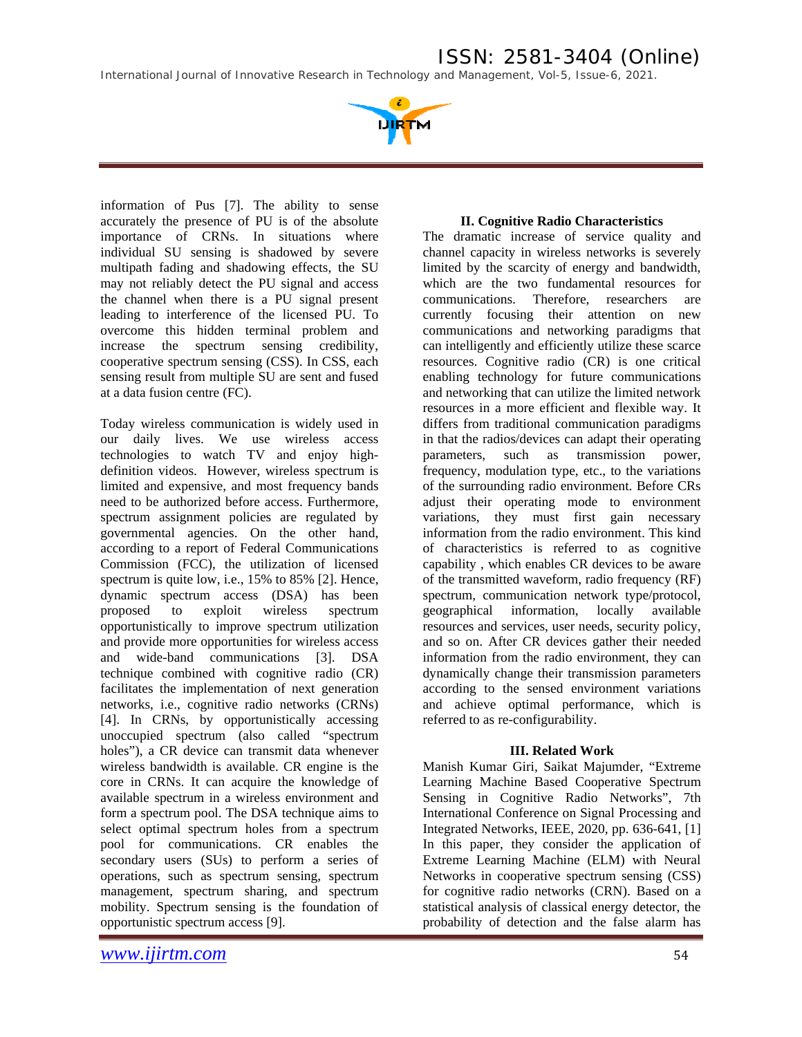information of Pus [7]. The ability to sense accurately the presence of PU is of the absolute importance of CRNs. In situations where individual SU sensing is shadowed by severe multipath fading and shadowing effects, the SU may not reliably detect the PU signal and access the channel when there is a PU signal present leading to interference of the licensed PU. To overcome this hidden terminal problem and increase the spectrum sensing credibility, cooperative spectrum sensing (CSS). In CSS, each sensing result from multiple SU are sent and fused at a data fusion centre (FC).

Today wireless communication is widely used in our daily lives. We use wireless access technologies to watch TV and enjoy high-definition videos. However, wireless spectrum is limited and expensive, and most frequency bands need to be authorized before access. Furthermore, spectrum assignment policies are regulated by governmental agencies. On the other hand, according to a report of Federal Communications Commission (FCC), the utilization of licensed spectrum is quite low, i.e., 15% to 85% [2]. Hence, dynamic spectrum access (DSA) has been proposed to exploit wireless spectrum opportunistically to improve spectrum utilization and provide more opportunities for wireless access and wide-band communications [3]. DSA technique combined with cognitive radio (CR) facilitates the implementation of next generation networks, i.e., cognitive radio networks (CRNs) [4]. In CRNs, by opportunistically accessing unoccupied spectrum (also called "spectrum holes"), a CR device can transmit data whenever wireless bandwidth is available. CR engine is the core in CRNs. It can acquire the knowledge of available spectrum in a wireless environment and form a spectrum pool. The DSA technique aims to select optimal spectrum holes from a spectrum pool for communications. CR enables the secondary users (SUs) to perform a series of operations, such as spectrum sensing, spectrum management, spectrum sharing, and spectrum mobility. Spectrum sensing is the foundation of opportunistic spectrum access [9].

## II. Cognitive Radio Characteristics

The dramatic increase of service quality and channel capacity in wireless networks is severely limited by the scarcity of energy and bandwidth, which are the two fundamental resources for communications. Therefore, researchers are currently focusing their attention on new communications and networking paradigms that can intelligently and efficiently utilize these scarce resources. Cognitive radio (CR) is one critical enabling technology for future communications and networking that can utilize the limited network resources in a more efficient and flexible way. It differs from traditional communication paradigms in that the radios/devices can adapt their operating parameters, such as transmission power, frequency, modulation type, etc., to the variations of the surrounding radio environment. Before CRs adjust their operating mode to environment variations, they must first gain necessary information from the radio environment. This kind of characteristics is referred to as cognitive capability , which enables CR devices to be aware of the transmitted waveform, radio frequency (RF) spectrum, communication network type/protocol, geographical information, locally available resources and services, user needs, security policy, and so on. After CR devices gather their needed information from the radio environment, they can dynamically change their transmission parameters according to the sensed environment variations and achieve optimal performance, which is referred to as re-configurability.

## III. Related Work

Manish Kumar Giri, Saikat Majumder, "Extreme Learning Machine Based Cooperative Spectrum Sensing in Cognitive Radio Networks", 7th International Conference on Signal Processing and Integrated Networks, IEEE, 2020, pp. 636-641, [1] In this paper, they consider the application of Extreme Learning Machine (ELM) with Neural Networks in cooperative spectrum sensing (CSS) for cognitive radio networks (CRN). Based on a statistical analysis of classical energy detector, the probability of detection and the false alarm has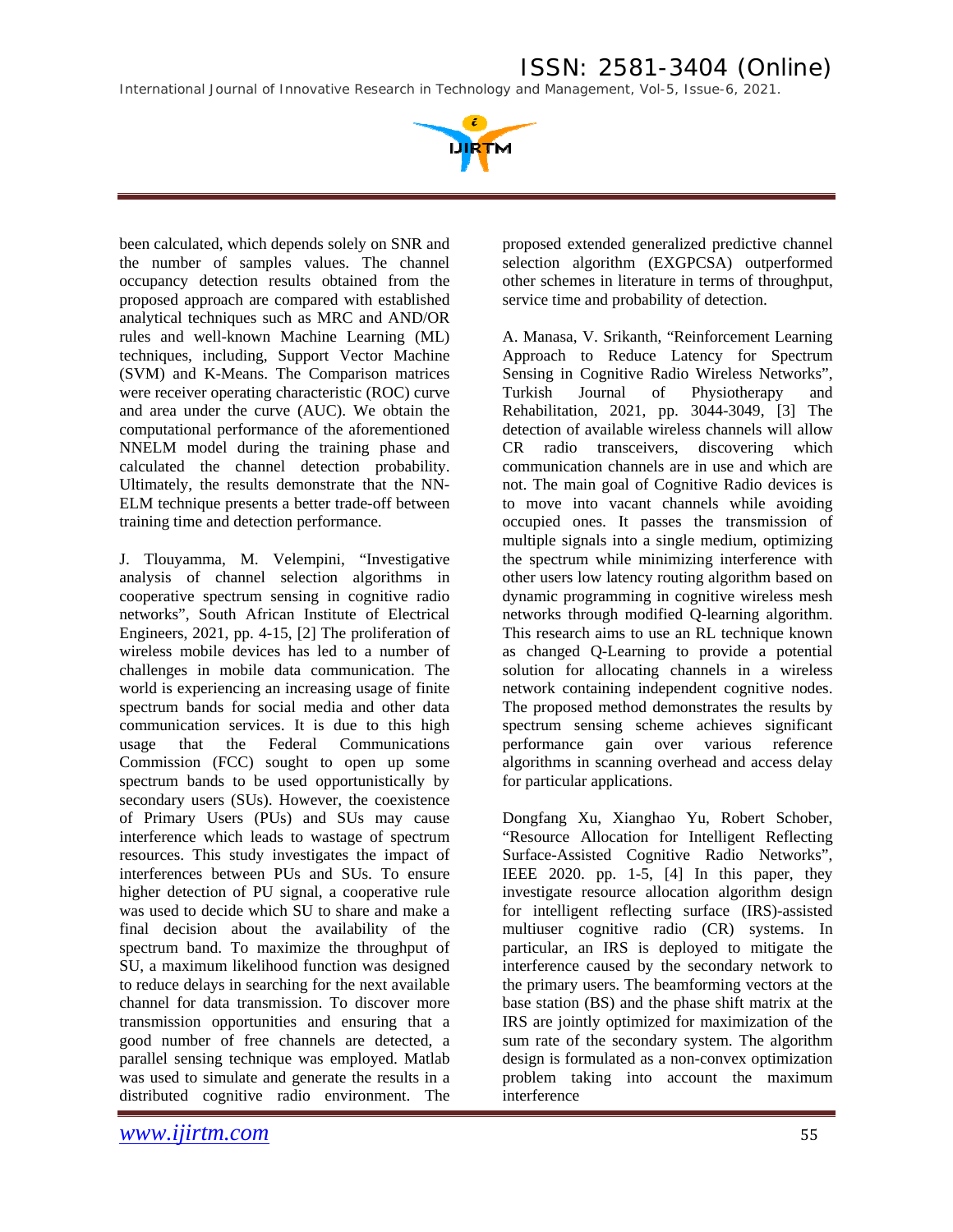been calculated, which depends solely on SNR and the number of samples values. The channel occupancy detection results obtained from the proposed approach are compared with established analytical techniques such as MRC and AND/OR rules and well-known Machine Learning (ML) techniques, including, Support Vector Machine (SVM) and K-Means. The Comparison matrices were receiver operating characteristic (ROC) curve and area under the curve (AUC). We obtain the computational performance of the aforementioned NNELM model during the training phase and calculated the channel detection probability. Ultimately, the results demonstrate that the NN-ELM technique presents a better trade-off between training time and detection performance.

J. Tlouyamma, M. Velempini, "Investigative analysis of channel selection algorithms in cooperative spectrum sensing in cognitive radio networks", South African Institute of Electrical Engineers, 2021, pp. 4-15, [2] The proliferation of wireless mobile devices has led to a number of challenges in mobile data communication. The world is experiencing an increasing usage of finite spectrum bands for social media and other data communication services. It is due to this high usage that the Federal Communications Commission (FCC) sought to open up some spectrum bands to be used opportunistically by secondary users (SUs). However, the coexistence of Primary Users (PUs) and SUs may cause interference which leads to wastage of spectrum resources. This study investigates the impact of interferences between PUs and SUs. To ensure higher detection of PU signal, a cooperative rule was used to decide which SU to share and make a final decision about the availability of the spectrum band. To maximize the throughput of SU, a maximum likelihood function was designed to reduce delays in searching for the next available channel for data transmission. To discover more transmission opportunities and ensuring that a good number of free channels are detected, a parallel sensing technique was employed. Matlab was used to simulate and generate the results in a distributed cognitive radio environment. The proposed extended generalized predictive channel selection algorithm (EXGPCSA) outperformed other schemes in literature in terms of throughput, service time and probability of detection.

A. Manasa, V. Srikanth, "Reinforcement Learning Approach to Reduce Latency for Spectrum Sensing in Cognitive Radio Wireless Networks", Turkish Journal of Physiotherapy and Rehabilitation, 2021, pp. 3044-3049, [3] The detection of available wireless channels will allow CR radio transceivers, discovering which communication channels are in use and which are not. The main goal of Cognitive Radio devices is to move into vacant channels while avoiding occupied ones. It passes the transmission of multiple signals into a single medium, optimizing the spectrum while minimizing interference with other users low latency routing algorithm based on dynamic programming in cognitive wireless mesh networks through modified Q-learning algorithm. This research aims to use an RL technique known as changed Q-Learning to provide a potential solution for allocating channels in a wireless network containing independent cognitive nodes. The proposed method demonstrates the results by spectrum sensing scheme achieves significant performance gain over various reference algorithms in scanning overhead and access delay for particular applications.

Dongfang Xu, Xianghao Yu, Robert Schober, "Resource Allocation for Intelligent Reflecting Surface-Assisted Cognitive Radio Networks", IEEE 2020. pp. 1-5, [4] In this paper, they investigate resource allocation algorithm design for intelligent reflecting surface (IRS)-assisted multiuser cognitive radio (CR) systems. In particular, an IRS is deployed to mitigate the interference caused by the secondary network to the primary users. The beamforming vectors at the base station (BS) and the phase shift matrix at the IRS are jointly optimized for maximization of the sum rate of the secondary system. The algorithm design is formulated as a non-convex optimization problem taking into account the maximum interference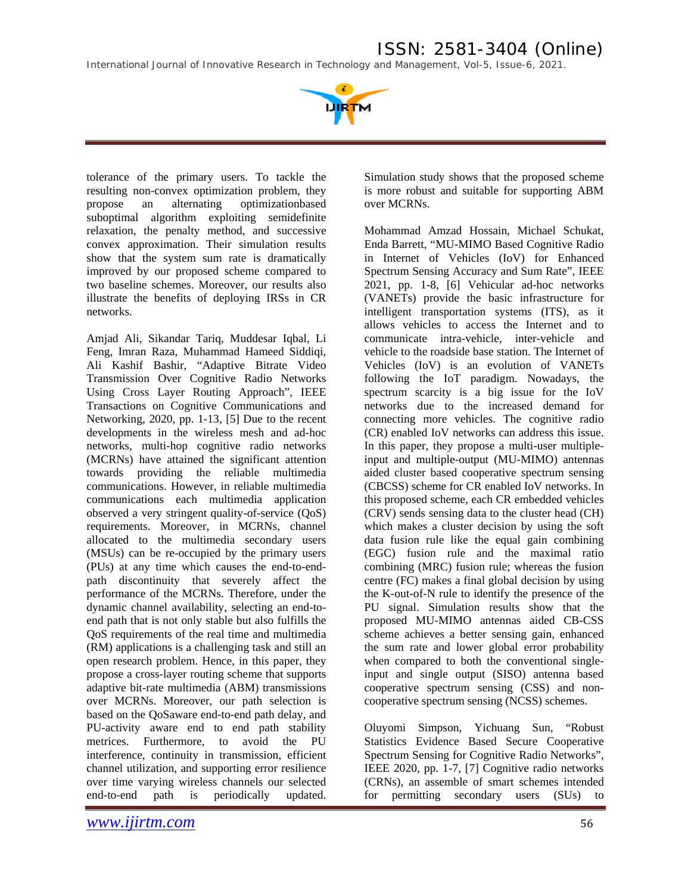tolerance of the primary users. To tackle the resulting non-convex optimization problem, they propose an alternating optimizationbased suboptimal algorithm exploiting semidefinite relaxation, the penalty method, and successive convex approximation. Their simulation results show that the system sum rate is dramatically improved by our proposed scheme compared to two baseline schemes. Moreover, our results also illustrate the benefits of deploying IRSs in CR networks.

Amjad Ali, Sikandar Tariq, Muddesar Iqbal, Li Feng, Imran Raza, Muhammad Hameed Siddiqi, Ali Kashif Bashir, "Adaptive Bitrate Video Transmission Over Cognitive Radio Networks Using Cross Layer Routing Approach", IEEE Transactions on Cognitive Communications and Networking, 2020, pp. 1-13, [5] Due to the recent developments in the wireless mesh and ad-hoc networks, multi-hop cognitive radio networks (MCRNs) have attained the significant attention towards providing the reliable multimedia communications. However, in reliable multimedia communications each multimedia application observed a very stringent quality-of-service (QoS) requirements. Moreover, in MCRNs, channel allocated to the multimedia secondary users (MSUs) can be re-occupied by the primary users (PUs) at any time which causes the end-to-end-path discontinuity that severely affect the performance of the MCRNs. Therefore, under the dynamic channel availability, selecting an end-to-end path that is not only stable but also fulfills the QoS requirements of the real time and multimedia (RM) applications is a challenging task and still an open research problem. Hence, in this paper, they propose a cross-layer routing scheme that supports adaptive bit-rate multimedia (ABM) transmissions over MCRNs. Moreover, our path selection is based on the QoSaware end-to-end path delay, and PU-activity aware end to end path stability metrices. Furthermore, to avoid the PU interference, continuity in transmission, efficient channel utilization, and supporting error resilience over time varying wireless channels our selected end-to-end path is periodically updated. Simulation study shows that the proposed scheme is more robust and suitable for supporting ABM over MCRNs.

Mohammad Amzad Hossain, Michael Schukat, Enda Barrett, "MU-MIMO Based Cognitive Radio in Internet of Vehicles (IoV) for Enhanced Spectrum Sensing Accuracy and Sum Rate", IEEE 2021, pp. 1-8, [6] Vehicular ad-hoc networks (VANETs) provide the basic infrastructure for intelligent transportation systems (ITS), as it allows vehicles to access the Internet and to communicate intra-vehicle, inter-vehicle and vehicle to the roadside base station. The Internet of Vehicles (IoV) is an evolution of VANETs following the IoT paradigm. Nowadays, the spectrum scarcity is a big issue for the IoV networks due to the increased demand for connecting more vehicles. The cognitive radio (CR) enabled IoV networks can address this issue. In this paper, they propose a multi-user multiple-input and multiple-output (MU-MIMO) antennas aided cluster based cooperative spectrum sensing (CBCSS) scheme for CR enabled IoV networks. In this proposed scheme, each CR embedded vehicles (CRV) sends sensing data to the cluster head (CH) which makes a cluster decision by using the soft data fusion rule like the equal gain combining (EGC) fusion rule and the maximal ratio combining (MRC) fusion rule; whereas the fusion centre (FC) makes a final global decision by using the K-out-of-N rule to identify the presence of the PU signal. Simulation results show that the proposed MU-MIMO antennas aided CB-CSS scheme achieves a better sensing gain, enhanced the sum rate and lower global error probability when compared to both the conventional single-input and single output (SISO) antenna based cooperative spectrum sensing (CSS) and non-cooperative spectrum sensing (NCSS) schemes.

Oluyomi Simpson, Yichuang Sun, "Robust Statistics Evidence Based Secure Cooperative Spectrum Sensing for Cognitive Radio Networks", IEEE 2020, pp. 1-7, [7] Cognitive radio networks (CRNs), an assemble of smart schemes intended for permitting secondary users (SUs) to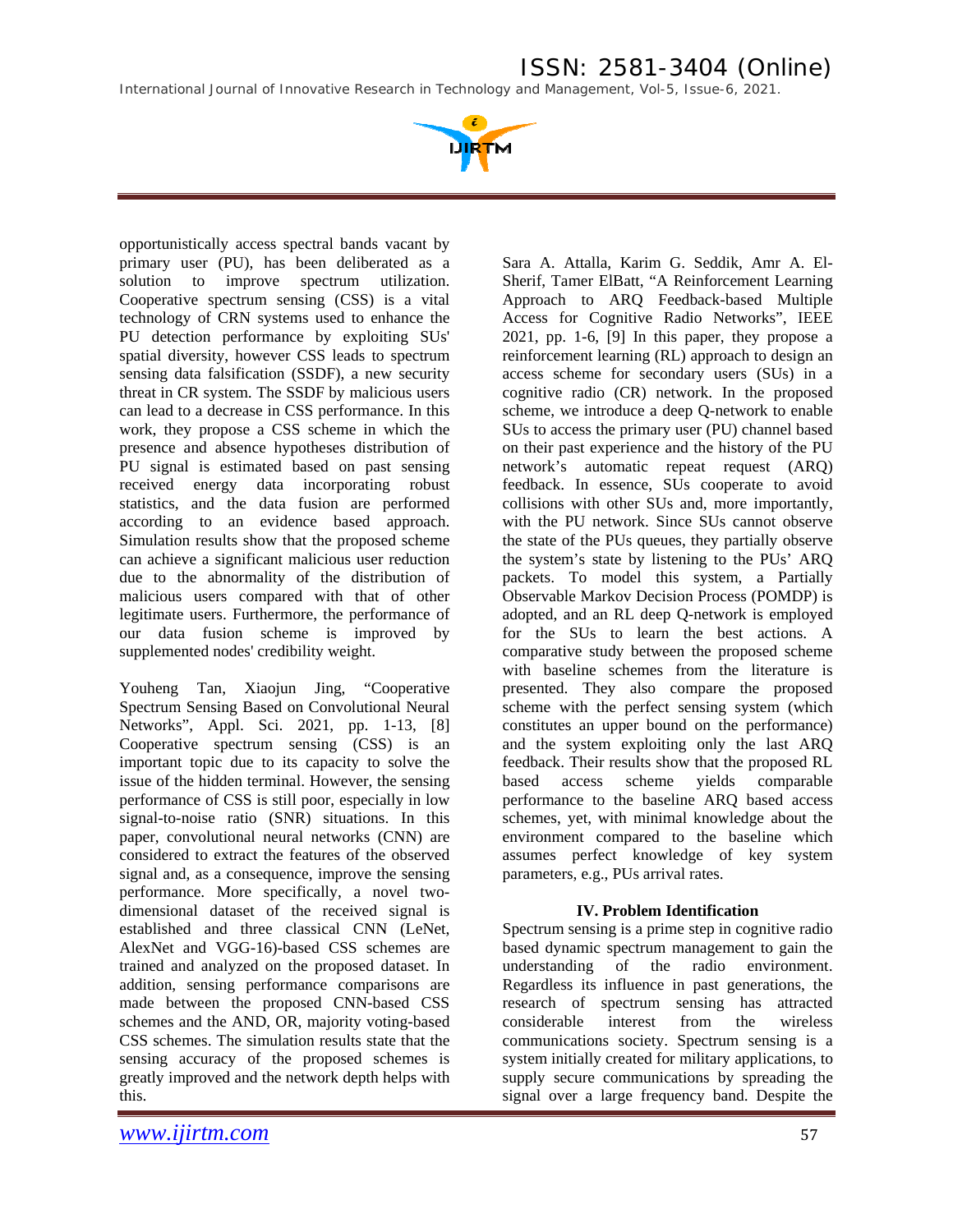opportunistically access spectral bands vacant by primary user (PU), has been deliberated as a solution to improve spectrum utilization. Cooperative spectrum sensing (CSS) is a vital technology of CRN systems used to enhance the PU detection performance by exploiting SUs' spatial diversity, however CSS leads to spectrum sensing data falsification (SSDF), a new security threat in CR system. The SSDF by malicious users can lead to a decrease in CSS performance. In this work, they propose a CSS scheme in which the presence and absence hypotheses distribution of PU signal is estimated based on past sensing received energy data incorporating robust statistics, and the data fusion are performed according to an evidence based approach. Simulation results show that the proposed scheme can achieve a significant malicious user reduction due to the abnormality of the distribution of malicious users compared with that of other legitimate users. Furthermore, the performance of our data fusion scheme is improved by supplemented nodes' credibility weight.

Youheng Tan, Xiaojun Jing, "Cooperative Spectrum Sensing Based on Convolutional Neural Networks", Appl. Sci. 2021, pp. 1-13, [8] Cooperative spectrum sensing (CSS) is an important topic due to its capacity to solve the issue of the hidden terminal. However, the sensing performance of CSS is still poor, especially in low signal-to-noise ratio (SNR) situations. In this paper, convolutional neural networks (CNN) are considered to extract the features of the observed signal and, as a consequence, improve the sensing performance. More specifically, a novel two-dimensional dataset of the received signal is established and three classical CNN (LeNet, AlexNet and VGG-16)-based CSS schemes are trained and analyzed on the proposed dataset. In addition, sensing performance comparisons are made between the proposed CNN-based CSS schemes and the AND, OR, majority voting-based CSS schemes. The simulation results state that the sensing accuracy of the proposed schemes is greatly improved and the network depth helps with this.

Sara A. Attalla, Karim G. Seddik, Amr A. El-Sherif, Tamer ElBatt, "A Reinforcement Learning Approach to ARQ Feedback-based Multiple Access for Cognitive Radio Networks", IEEE 2021, pp. 1-6, [9] In this paper, they propose a reinforcement learning (RL) approach to design an access scheme for secondary users (SUs) in a cognitive radio (CR) network. In the proposed scheme, we introduce a deep Q-network to enable SUs to access the primary user (PU) channel based on their past experience and the history of the PU network's automatic repeat request (ARQ) feedback. In essence, SUs cooperate to avoid collisions with other SUs and, more importantly, with the PU network. Since SUs cannot observe the state of the PUs queues, they partially observe the system's state by listening to the PUs' ARQ packets. To model this system, a Partially Observable Markov Decision Process (POMDP) is adopted, and an RL deep Q-network is employed for the SUs to learn the best actions. A comparative study between the proposed scheme with baseline schemes from the literature is presented. They also compare the proposed scheme with the perfect sensing system (which constitutes an upper bound on the performance) and the system exploiting only the last ARQ feedback. Their results show that the proposed RL based access scheme yields comparable performance to the baseline ARQ based access schemes, yet, with minimal knowledge about the environment compared to the baseline which assumes perfect knowledge of key system parameters, e.g., PUs arrival rates.

## IV. Problem Identification

Spectrum sensing is a prime step in cognitive radio based dynamic spectrum management to gain the understanding of the radio environment. Regardless its influence in past generations, the research of spectrum sensing has attracted considerable interest from the wireless communications society. Spectrum sensing is a system initially created for military applications, to supply secure communications by spreading the signal over a large frequency band. Despite the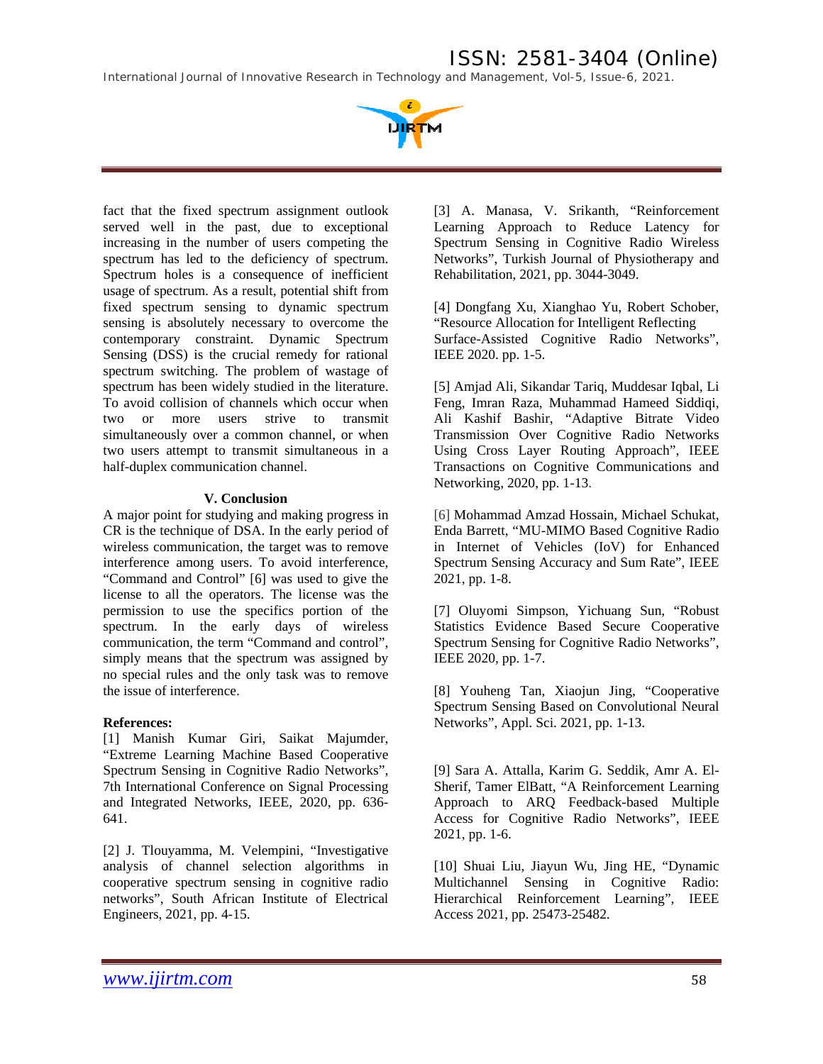fact that the fixed spectrum assignment outlook served well in the past, due to exceptional increasing in the number of users competing the spectrum has led to the deficiency of spectrum. Spectrum holes is a consequence of inefficient usage of spectrum. As a result, potential shift from fixed spectrum sensing to dynamic spectrum sensing is absolutely necessary to overcome the contemporary constraint. Dynamic Spectrum Sensing (DSS) is the crucial remedy for rational spectrum switching. The problem of wastage of spectrum has been widely studied in the literature. To avoid collision of channels which occur when two or more users strive to transmit simultaneously over a common channel, or when two users attempt to transmit simultaneous in a half-duplex communication channel.

## V. Conclusion

A major point for studying and making progress in CR is the technique of DSA. In the early period of wireless communication, the target was to remove interference among users. To avoid interference, "Command and Control" [6] was used to give the license to all the operators. The license was the permission to use the specifics portion of the spectrum. In the early days of wireless communication, the term "Command and control", simply means that the spectrum was assigned by no special rules and the only task was to remove the issue of interference.

**References:**

[1] Manish Kumar Giri, Saikat Majumder, "Extreme Learning Machine Based Cooperative Spectrum Sensing in Cognitive Radio Networks", 7th International Conference on Signal Processing and Integrated Networks, IEEE, 2020, pp. 636-641.

[2] J. Tlouyamma, M. Velempini, "Investigative analysis of channel selection algorithms in cooperative spectrum sensing in cognitive radio networks", South African Institute of Electrical Engineers, 2021, pp. 4-15.

[3] A. Manasa, V. Srikanth, "Reinforcement Learning Approach to Reduce Latency for Spectrum Sensing in Cognitive Radio Wireless Networks", Turkish Journal of Physiotherapy and Rehabilitation, 2021, pp. 3044-3049.

[4] Dongfang Xu, Xianghao Yu, Robert Schober, "Resource Allocation for Intelligent Reflecting Surface-Assisted Cognitive Radio Networks", IEEE 2020. pp. 1-5.

[5] Amjad Ali, Sikandar Tariq, Muddesar Iqbal, Li Feng, Imran Raza, Muhammad Hameed Siddiqi, Ali Kashif Bashir, "Adaptive Bitrate Video Transmission Over Cognitive Radio Networks Using Cross Layer Routing Approach", IEEE Transactions on Cognitive Communications and Networking, 2020, pp. 1-13.

[6] Mohammad Amzad Hossain, Michael Schukat, Enda Barrett, "MU-MIMO Based Cognitive Radio in Internet of Vehicles (IoV) for Enhanced Spectrum Sensing Accuracy and Sum Rate", IEEE 2021, pp. 1-8.

[7] Oluyomi Simpson, Yichuang Sun, "Robust Statistics Evidence Based Secure Cooperative Spectrum Sensing for Cognitive Radio Networks", IEEE 2020, pp. 1-7.

[8] Youheng Tan, Xiaojun Jing, "Cooperative Spectrum Sensing Based on Convolutional Neural Networks", Appl. Sci. 2021, pp. 1-13.

[9] Sara A. Attalla, Karim G. Seddik, Amr A. El-Sherif, Tamer ElBatt, "A Reinforcement Learning Approach to ARQ Feedback-based Multiple Access for Cognitive Radio Networks", IEEE 2021, pp. 1-6.

[10] Shuai Liu, Jiayun Wu, Jing HE, "Dynamic Multichannel Sensing in Cognitive Radio: Hierarchical Reinforcement Learning", IEEE Access 2021, pp. 25473-25482.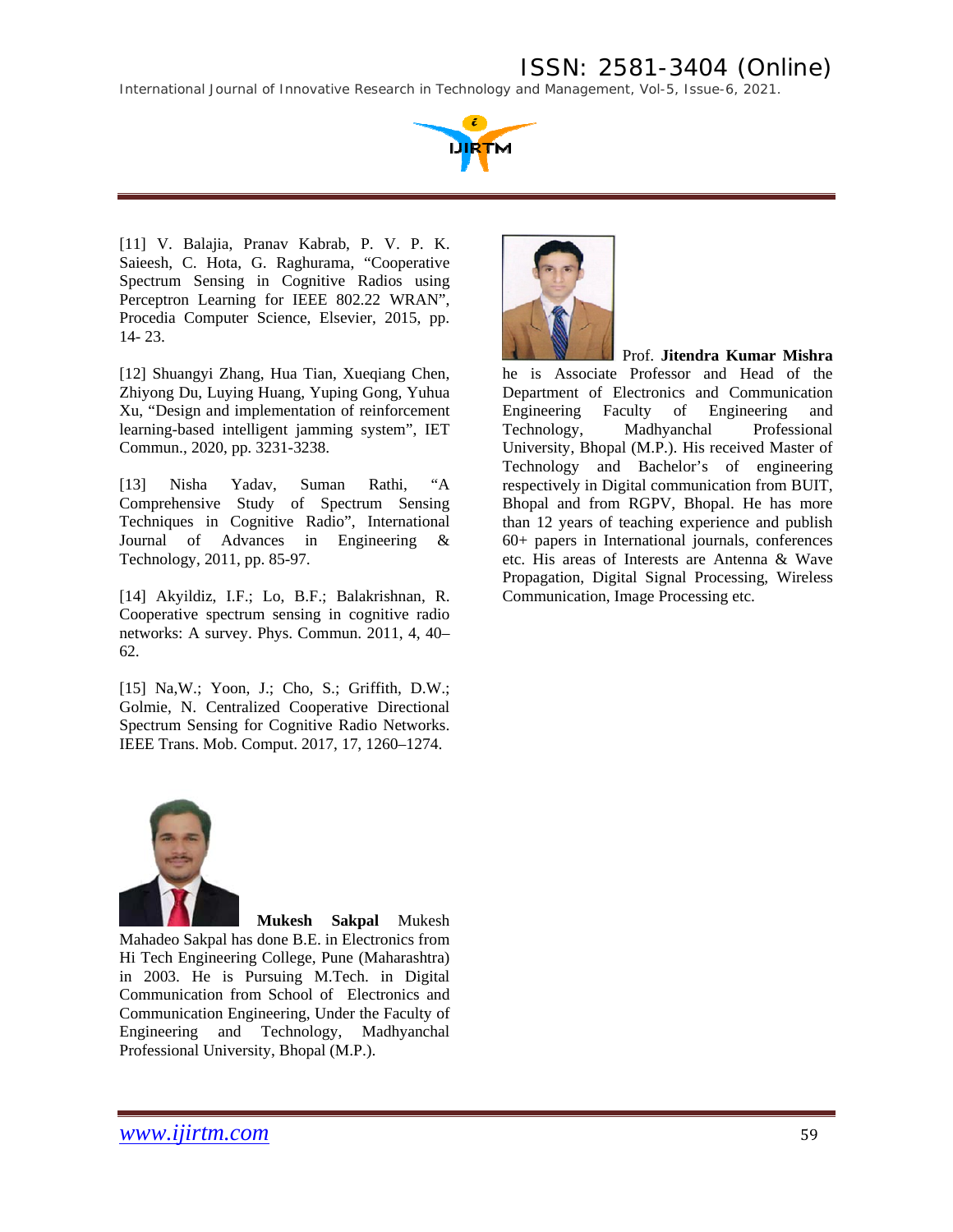[11] V. Balajia, Pranav Kabrab, P. V. P. K. Saieesh, C. Hota, G. Raghurama, "Cooperative Spectrum Sensing in Cognitive Radios using Perceptron Learning for IEEE 802.22 WRAN", Procedia Computer Science, Elsevier, 2015, pp. 14- 23.

[12] Shuangyi Zhang, Hua Tian, Xueqiang Chen, Zhiyong Du, Luying Huang, Yuping Gong, Yuhua Xu, "Design and implementation of reinforcement learning-based intelligent jamming system", IET Commun., 2020, pp. 3231-3238.

[13] Nisha Yadav, Suman Rathi, "A Comprehensive Study of Spectrum Sensing Techniques in Cognitive Radio", International Journal of Advances in Engineering & Technology, 2011, pp. 85-97.

[14] Akyildiz, I.F.; Lo, B.F.; Balakrishnan, R. Cooperative spectrum sensing in cognitive radio networks: A survey. Phys. Commun. 2011, 4, 40–62.

[15] Na,W.; Yoon, J.; Cho, S.; Griffith, D.W.; Golmie, N. Centralized Cooperative Directional Spectrum Sensing for Cognitive Radio Networks. IEEE Trans. Mob. Comput. 2017, 17, 1260–1274.

**Mukesh Sakpal** Mukesh Mahadeo Sakpal has done B.E. in Electronics from Hi Tech Engineering College, Pune (Maharashtra) in 2003. He is Pursuing M.Tech. in Digital Communication from School of Electronics and Communication Engineering, Under the Faculty of Engineering and Technology, Madhyanchal Professional University, Bhopal (M.P.).

Prof. **Jitendra Kumar Mishra** he is Associate Professor and Head of the Department of Electronics and Communication Engineering Faculty of Engineering and Technology, Madhyanchal Professional University, Bhopal (M.P.). His received Master of Technology and Bachelor's of engineering respectively in Digital communication from BUIT, Bhopal and from RGPV, Bhopal. He has more than 12 years of teaching experience and publish 60+ papers in International journals, conferences etc. His areas of Interests are Antenna & Wave Propagation, Digital Signal Processing, Wireless Communication, Image Processing etc.